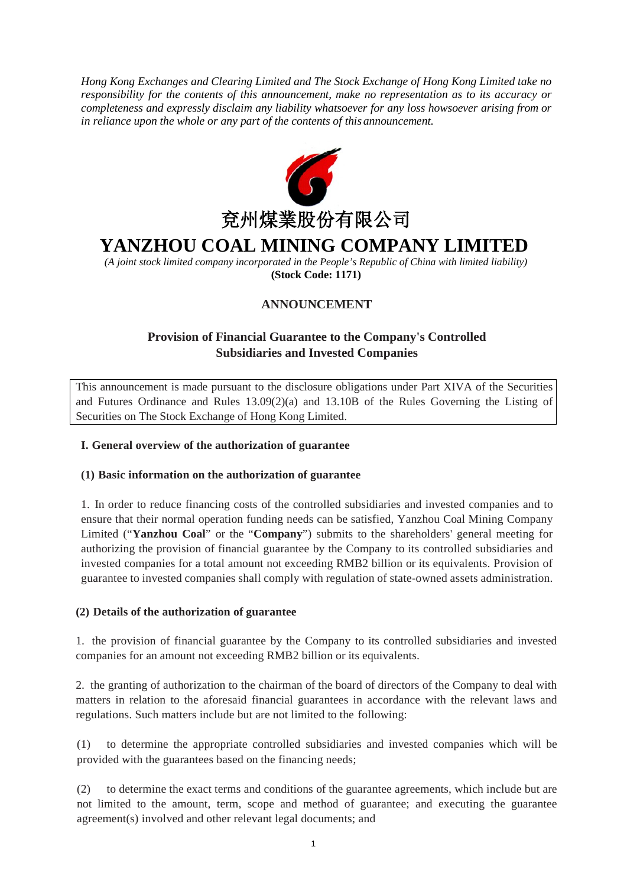*Hong Kong Exchanges and Clearing Limited and The Stock Exchange of Hong Kong Limited take no responsibility for the contents of this announcement, make no representation as to its accuracy or completeness and expressly disclaim any liability whatsoever for any loss howsoever arising from or in reliance upon the whole or any part of the contents of this announcement.*

兗州煤業股份有限公司

# YANZHOU COAL MINING COMPANY LIMITED

*(A joint stock limited company incorporated in the People's Republic of China with limited liability)*

**(Stock Code: 1171)**

## ANNOUNCEMENT

## Provision of Financial Guarantee to the Company's Controlled Subsidiaries and Invested Companies

This announcement is made pursuant to the disclosure obligations under Part XIVA of the Securities and Futures Ordinance and Rules 13.09(2)(a) and 13.10B of the Rules Governing the Listing of Securities on The Stock Exchange of Hong Kong Limited.

### I. General overview of the authorization of guarantee

#### (1) Basic information on the authorization of guarantee

1. In order to reduce financing costs of the controlled subsidiaries and invested companies and to ensure that their normal operation funding needs can be satisfied, Yanzhou Coal Mining Company Limited ("**Yanzhou Coal**" or the "**Company**") submits to the shareholders' general meeting for authorizing the provision of financial guarantee by the Company to its controlled subsidiaries and invested companies for a total amount not exceeding RMB2 billion or its equivalents. Provision of guarantee to invested companies shall comply with regulation of state-owned assets administration.

#### (2) Details of the authorization of guarantee

1. the provision of financial guarantee by the Company to its controlled subsidiaries and invested companies for an amount not exceeding RMB2 billion or its equivalents.

2. the granting of authorization to the chairman of the board of directors of the Company to deal with matters in relation to the aforesaid financial guarantees in accordance with the relevant laws and regulations. Such matters include but are not limited to the following:

(1) to determine the appropriate controlled subsidiaries and invested companies which will be provided with the guarantees based on the financing needs;

(2) to determine the exact terms and conditions of the guarantee agreements, which include but are not limited to the amount, term, scope and method of guarantee; and executing the guarantee agreement(s) involved and other relevant legal documents; and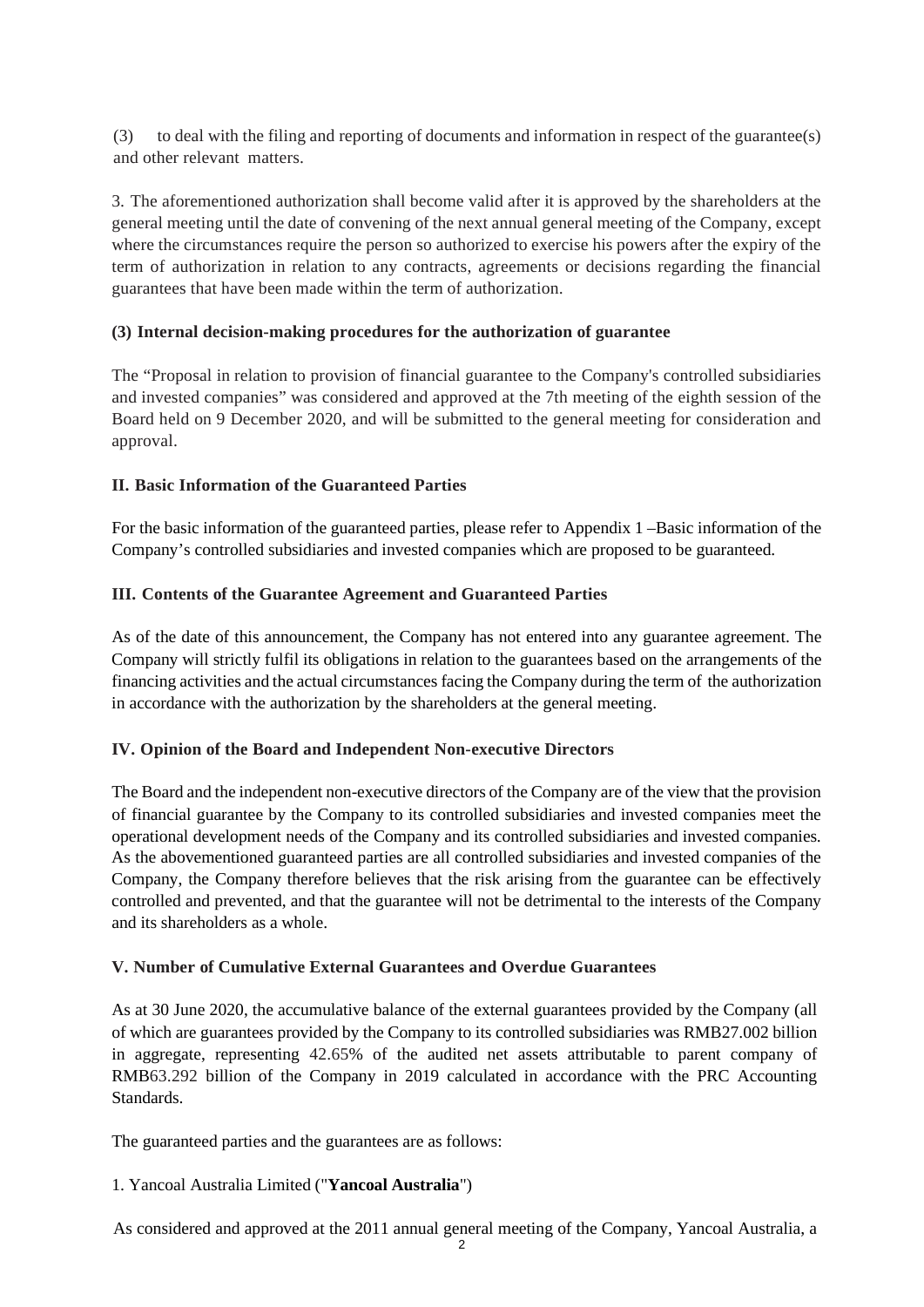(3) to deal with the filing and reporting of documents and information in respect of the guarantee(s) and other relevant matters.

3. The aforementioned authorization shall become valid after it is approved by the shareholders at the general meeting until the date of convening of the next annual general meeting of the Company, except where the circumstances require the person so authorized to exercise his powers after the expiry of the term of authorization in relation to any contracts, agreements or decisions regarding the financial guarantees that have been made within the term of authorization.

**(3) Internal decision-making procedures for the authorization of guarantee**

The "Proposal in relation to provision of financial guarantee to the Company's controlled subsidiaries and invested companies" was considered and approved at the 7th meeting of the eighth session of the Board held on 9 December 2020, and will be submitted to the general meeting for consideration and approval.

**II. Basic Information of the Guaranteed Parties**

For the basic information of the guaranteed parties, please refer to Appendix 1 –Basic information of the Company's controlled subsidiaries and invested companies which are proposed to be guaranteed.

**III. Contents of the Guarantee Agreement and Guaranteed Parties**

As of the date of this announcement, the Company has not entered into any guarantee agreement. The Company will strictly fulfil its obligations in relation to the guarantees based on the arrangements of the financing activities and the actual circumstances facing the Company during the term of the authorization in accordance with the authorization by the shareholders at the general meeting.

**IV. Opinion of the Board and Independent Non-executive Directors**

The Board and the independent non-executive directors of the Company are of the view that the provision of financial guarantee by the Company to its controlled subsidiaries and invested companies meet the operational development needs of the Company and its controlled subsidiaries and invested companies. As the abovementioned guaranteed parties are all controlled subsidiaries and invested companies of the Company, the Company therefore believes that the risk arising from the guarantee can be effectively controlled and prevented, and that the guarantee will not be detrimental to the interests of the Company and its shareholders as a whole.

**V. Number of Cumulative External Guarantees and Overdue Guarantees**

As at 30 June 2020, the accumulative balance of the external guarantees provided by the Company (all of which are guarantees provided by the Company to its controlled subsidiaries was RMB27.002 billion in aggregate, representing 42.65% of the audited net assets attributable to parent company of RMB63.292 billion of the Company in 2019 calculated in accordance with the PRC Accounting Standards.

The guaranteed parties and the guarantees are as follows:

1. Yancoal Australia Limited ("**Yancoal Australia**")

As considered and approved at the 2011 annual general meeting of the Company, Yancoal Australia, a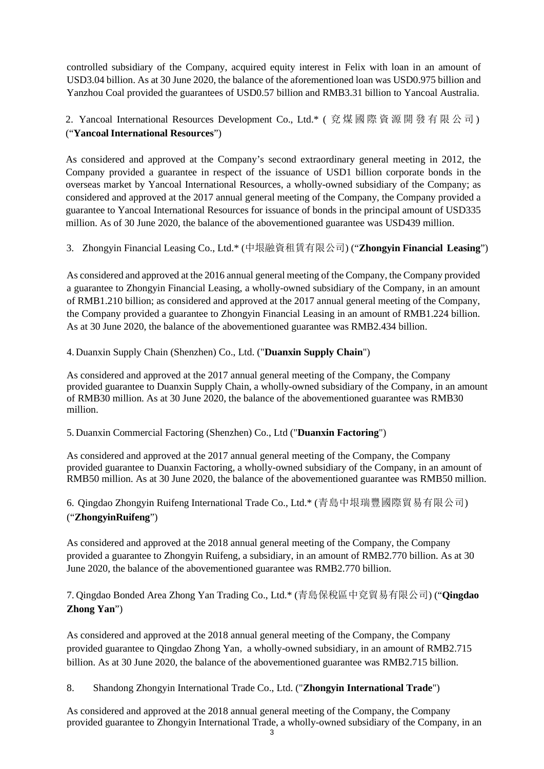controlled subsidiary of the Company, acquired equity interest in Felix with loan in an amount of USD3.04 billion. As at 30 June 2020, the balance of the aforementioned loan was USD0.975 billion and Yanzhou Coal provided the guarantees of USD0.57 billion and RMB3.31 billion to Yancoal Australia.

2. Yancoal International Resources Development Co., Ltd.* (兗煤國際資源開發有限公司) ("**Yancoal International Resources**")

As considered and approved at the Company's second extraordinary general meeting in 2012, the Company provided a guarantee in respect of the issuance of USD1 billion corporate bonds in the overseas market by Yancoal International Resources, a wholly-owned subsidiary of the Company; as considered and approved at the 2017 annual general meeting of the Company, the Company provided a guarantee to Yancoal International Resources for issuance of bonds in the principal amount of USD335 million. As of 30 June 2020, the balance of the abovementioned guarantee was USD439 million.

3. Zhongyin Financial Leasing Co., Ltd.* (中垠融資租賃有限公司) ("**Zhongyin Financial Leasing**")

As considered and approved at the 2016 annual general meeting of the Company, the Company provided a guarantee to Zhongyin Financial Leasing, a wholly-owned subsidiary of the Company, in an amount of RMB1.210 billion; as considered and approved at the 2017 annual general meeting of the Company, the Company provided a guarantee to Zhongyin Financial Leasing in an amount of RMB1.224 billion. As at 30 June 2020, the balance of the abovementioned guarantee was RMB2.434 billion.

4. Duanxin Supply Chain (Shenzhen) Co., Ltd. ("**Duanxin Supply Chain**")

As considered and approved at the 2017 annual general meeting of the Company, the Company provided guarantee to Duanxin Supply Chain, a wholly-owned subsidiary of the Company, in an amount of RMB30 million. As at 30 June 2020, the balance of the abovementioned guarantee was RMB30 million.

5. Duanxin Commercial Factoring (Shenzhen) Co., Ltd ("**Duanxin Factoring**")

As considered and approved at the 2017 annual general meeting of the Company, the Company provided guarantee to Duanxin Factoring, a wholly-owned subsidiary of the Company, in an amount of RMB50 million. As at 30 June 2020, the balance of the abovementioned guarantee was RMB50 million.

6. Qingdao Zhongyin Ruifeng International Trade Co., Ltd.* (青島中垠瑞豐國際貿易有限公司) ("**ZhongyinRuifeng**")

As considered and approved at the 2018 annual general meeting of the Company, the Company provided a guarantee to Zhongyin Ruifeng, a subsidiary, in an amount of RMB2.770 billion. As at 30 June 2020, the balance of the abovementioned guarantee was RMB2.770 billion.

7. Qingdao Bonded Area Zhong Yan Trading Co., Ltd.* (青島保稅區中兗貿易有限公司) ("**Qingdao Zhong Yan**")

As considered and approved at the 2018 annual general meeting of the Company, the Company provided guarantee to Qingdao Zhong Yan，a wholly-owned subsidiary, in an amount of RMB2.715 billion. As at 30 June 2020, the balance of the abovementioned guarantee was RMB2.715 billion.

8. Shandong Zhongyin International Trade Co., Ltd. ("**Zhongyin International Trade**")

As considered and approved at the 2018 annual general meeting of the Company, the Company provided guarantee to Zhongyin International Trade, a wholly-owned subsidiary of the Company, in an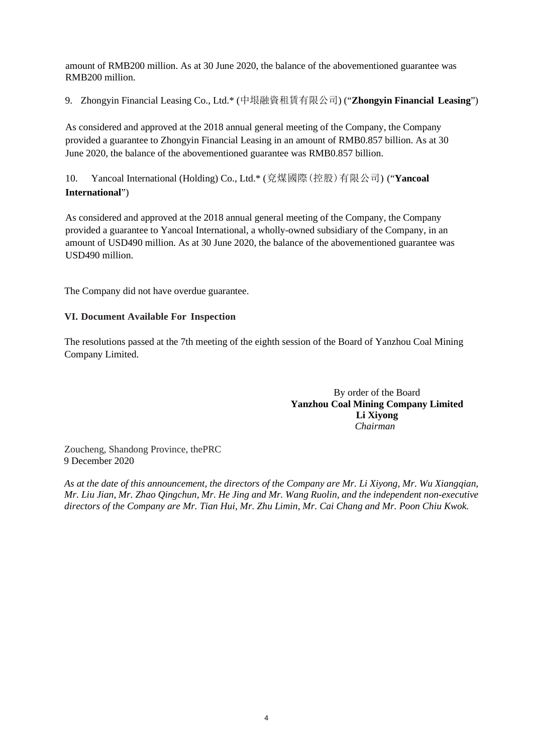amount of RMB200 million. As at 30 June 2020, the balance of the abovementioned guarantee was RMB200 million.

9. Zhongyin Financial Leasing Co., Ltd.* (中垠融資租賃有限公司) ("**Zhongyin Financial Leasing**")

As considered and approved at the 2018 annual general meeting of the Company, the Company provided a guarantee to Zhongyin Financial Leasing in an amount of RMB0.857 billion. As at 30 June 2020, the balance of the abovementioned guarantee was RMB0.857 billion.

10. Yancoal International (Holding) Co., Ltd.* (兗煤國際(控股)有限公司) ("**Yancoal International**")

As considered and approved at the 2018 annual general meeting of the Company, the Company provided a guarantee to Yancoal International, a wholly-owned subsidiary of the Company, in an amount of USD490 million. As at 30 June 2020, the balance of the abovementioned guarantee was USD490 million.

The Company did not have overdue guarantee.

**VI. Document Available For Inspection**

The resolutions passed at the 7th meeting of the eighth session of the Board of Yanzhou Coal Mining Company Limited.

By order of the Board
**Yanzhou Coal Mining Company Limited**
**Li Xiyong**
*Chairman*

Zoucheng, Shandong Province, thePRC
9 December 2020

*As at the date of this announcement, the directors of the Company are Mr. Li Xiyong, Mr. Wu Xiangqian, Mr. Liu Jian, Mr. Zhao Qingchun, Mr. He Jing and Mr. Wang Ruolin, and the independent non-executive directors of the Company are Mr. Tian Hui, Mr. Zhu Limin, Mr. Cai Chang and Mr. Poon Chiu Kwok.*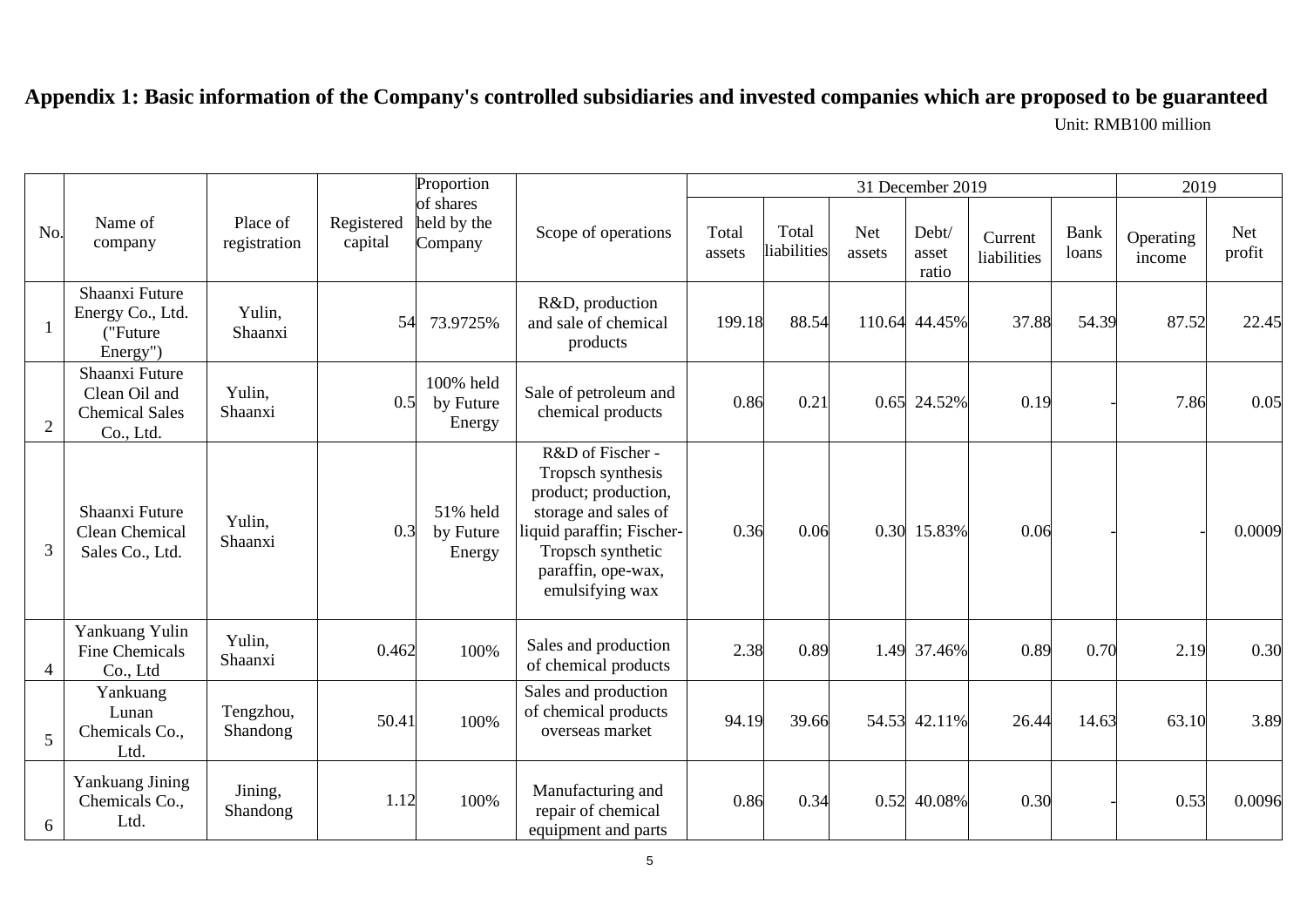# Appendix 1: Basic information of the Company's controlled subsidiaries and invested companies which are proposed to be guaranteed

Unit: RMB100 million

| No. | Name of company | Place of registration | Registered capital | Proportion of shares held by the Company | Scope of operations | 31 December 2019 | | | | | | 2019 | |
|---|---|---|---|---|---|---|---|---|---|---|---|---|---|
| | | | | | | Total assets | Total liabilities | Net assets | Debt/ asset ratio | Current liabilities | Bank loans | Operating income | Net profit |
| 1 | Shaanxi Future Energy Co., Ltd. ("Future Energy") | Yulin, Shaanxi | 54 | 73.9725% | R&D, production and sale of chemical products | 199.18 | 88.54 | 110.64 | 44.45% | 37.88 | 54.39 | 87.52 | 22.45 |
| 2 | Shaanxi Future Clean Oil and Chemical Sales Co., Ltd. | Yulin, Shaanxi | 0.5 | 100% held by Future Energy | Sale of petroleum and chemical products | 0.86 | 0.21 | 0.65 | 24.52% | 0.19 | - | 7.86 | 0.05 |
| 3 | Shaanxi Future Clean Chemical Sales Co., Ltd. | Yulin, Shaanxi | 0.3 | 51% held by Future Energy | R&D of Fischer - Tropsch synthesis product; production, storage and sales of liquid paraffin; Fischer-Tropsch synthetic paraffin, ope-wax, emulsifying wax | 0.36 | 0.06 | 0.30 | 15.83% | 0.06 | - | - | 0.0009 |
| 4 | Yankuang Yulin Fine Chemicals Co., Ltd | Yulin, Shaanxi | 0.462 | 100% | Sales and production of chemical products | 2.38 | 0.89 | 1.49 | 37.46% | 0.89 | 0.70 | 2.19 | 0.30 |
| 5 | Yankuang Lunan Chemicals Co., Ltd. | Tengzhou, Shandong | 50.41 | 100% | Sales and production of chemical products overseas market | 94.19 | 39.66 | 54.53 | 42.11% | 26.44 | 14.63 | 63.10 | 3.89 |
| 6 | Yankuang Jining Chemicals Co., Ltd. | Jining, Shandong | 1.12 | 100% | Manufacturing and repair of chemical equipment and parts | 0.86 | 0.34 | 0.52 | 40.08% | 0.30 | - | 0.53 | 0.0096 |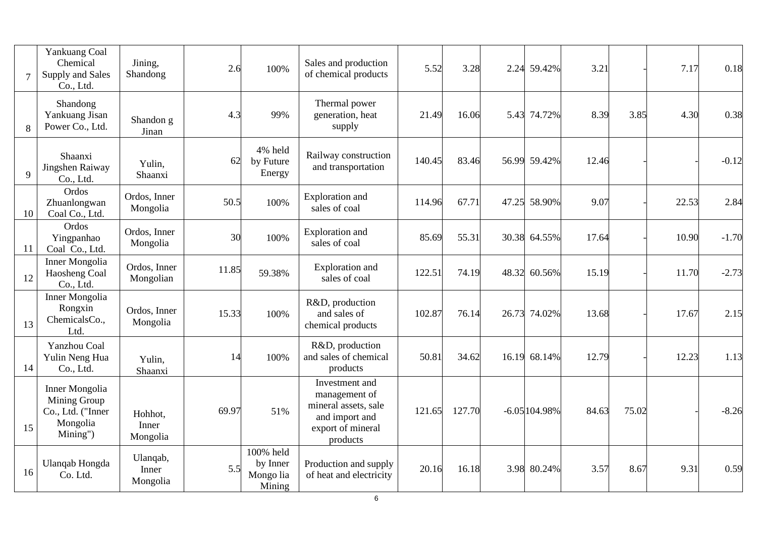| | | | | | | | | | | | | | |
|---|---|---|---|---|---|---|---|---|---|---|---|---|---|
| 7 | Yankuang Coal Chemical Supply and Sales Co., Ltd. | Jining, Shandong | 2.6 | 100% | Sales and production of chemical products | 5.52 | 3.28 | 2.24 | 59.42% | 3.21 | - | 7.17 | 0.18 |
| 8 | Shandong Yankuang Jisan Power Co., Ltd. | Shandon g Jinan | 4.3 | 99% | Thermal power generation, heat supply | 21.49 | 16.06 | 5.43 | 74.72% | 8.39 | 3.85 | 4.30 | 0.38 |
| 9 | Shaanxi Jingshen Raiway Co., Ltd. | Yulin, Shaanxi | 62 | 4% held by Future Energy | Railway construction and transportation | 140.45 | 83.46 | 56.99 | 59.42% | 12.46 | - | - | -0.12 |
| 10 | Ordos Zhuanlongwan Coal Co., Ltd. | Ordos, Inner Mongolia | 50.5 | 100% | Exploration and sales of coal | 114.96 | 67.71 | 47.25 | 58.90% | 9.07 | - | 22.53 | 2.84 |
| 11 | Ordos Yingpanhao Coal Co., Ltd. | Ordos, Inner Mongolia | 30 | 100% | Exploration and sales of coal | 85.69 | 55.31 | 30.38 | 64.55% | 17.64 | - | 10.90 | -1.70 |
| 12 | Inner Mongolia Haosheng Coal Co., Ltd. | Ordos, Inner Mongolian | 11.85 | 59.38% | Exploration and sales of coal | 122.51 | 74.19 | 48.32 | 60.56% | 15.19 | - | 11.70 | -2.73 |
| 13 | Inner Mongolia Rongxin ChemicalsCo., Ltd. | Ordos, Inner Mongolia | 15.33 | 100% | R&D, production and sales of chemical products | 102.87 | 76.14 | 26.73 | 74.02% | 13.68 | - | 17.67 | 2.15 |
| 14 | Yanzhou Coal Yulin Neng Hua Co., Ltd. | Yulin, Shaanxi | 14 | 100% | R&D, production and sales of chemical products | 50.81 | 34.62 | 16.19 | 68.14% | 12.79 | - | 12.23 | 1.13 |
| 15 | Inner Mongolia Mining Group Co., Ltd. ("Inner Mongolia Mining") | Hohhot, Inner Mongolia | 69.97 | 51% | Investment and management of mineral assets, sale and import and export of mineral products | 121.65 | 127.70 | -6.05 | 104.98% | 84.63 | 75.02 | - | -8.26 |
| 16 | Ulanqab Hongda Co. Ltd. | Ulanqab, Inner Mongolia | 5.5 | 100% held by Inner Mongo lia Mining | Production and supply of heat and electricity | 20.16 | 16.18 | 3.98 | 80.24% | 3.57 | 8.67 | 9.31 | 0.59 |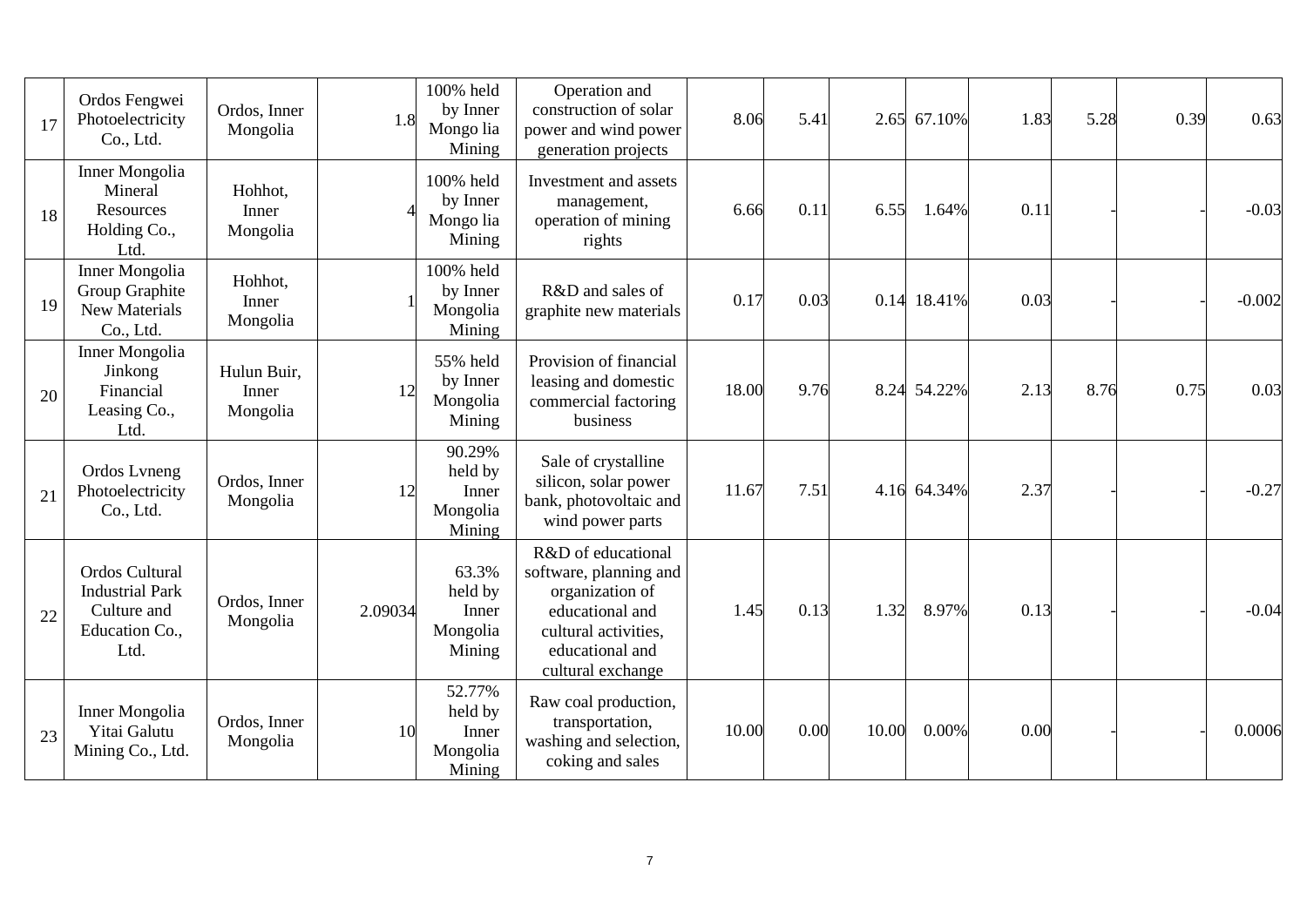| 17 | Ordos Fengwei Photoelectricity Co., Ltd. | Ordos, Inner Mongolia | 1.8 | 100% held by Inner Mongo lia Mining | Operation and construction of solar power and wind power generation projects | 8.06 | 5.41 | 2.65 | 67.10% | 1.83 | 5.28 | 0.39 | 0.63 |
|---|---|---|---|---|---|---|---|---|---|---|---|---|---|
| 18 | Inner Mongolia Mineral Resources Holding Co., Ltd. | Hohhot, Inner Mongolia | 4 | 100% held by Inner Mongo lia Mining | Investment and assets management, operation of mining rights | 6.66 | 0.11 | 6.55 | 1.64% | 0.11 | - | - | -0.03 |
| 19 | Inner Mongolia Group Graphite New Materials Co., Ltd. | Hohhot, Inner Mongolia | 1 | 100% held by Inner Mongolia Mining | R&D and sales of graphite new materials | 0.17 | 0.03 | 0.14 | 18.41% | 0.03 | - | - | -0.002 |
| 20 | Inner Mongolia Jinkong Financial Leasing Co., Ltd. | Hulun Buir, Inner Mongolia | 12 | 55% held by Inner Mongolia Mining | Provision of financial leasing and domestic commercial factoring business | 18.00 | 9.76 | 8.24 | 54.22% | 2.13 | 8.76 | 0.75 | 0.03 |
| 21 | Ordos Lvneng Photoelectricity Co., Ltd. | Ordos, Inner Mongolia | 12 | 90.29% held by Inner Mongolia Mining | Sale of crystalline silicon, solar power bank, photovoltaic and wind power parts | 11.67 | 7.51 | 4.16 | 64.34% | 2.37 | - | - | -0.27 |
| 22 | Ordos Cultural Industrial Park Culture and Education Co., Ltd. | Ordos, Inner Mongolia | 2.09034 | 63.3% held by Inner Mongolia Mining | R&D of educational software, planning and organization of educational and cultural activities, educational and cultural exchange | 1.45 | 0.13 | 1.32 | 8.97% | 0.13 | - | - | -0.04 |
| 23 | Inner Mongolia Yitai Galutu Mining Co., Ltd. | Ordos, Inner Mongolia | 10 | 52.77% held by Inner Mongolia Mining | Raw coal production, transportation, washing and selection, coking and sales | 10.00 | 0.00 | 10.00 | 0.00% | 0.00 | - | - | 0.0006 |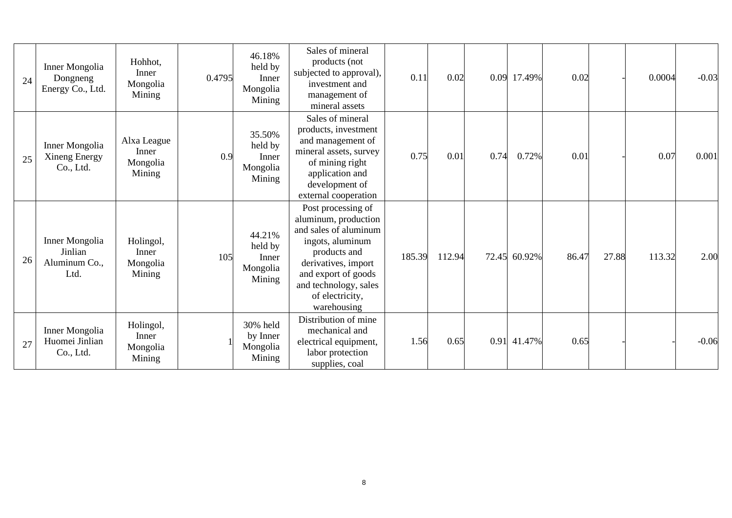| | | | | | | | | | | | | | | |
|---|---|---|---|---|---|---|---|---|---|---|---|---|---|---|
| 24 | Inner Mongolia Dongneng Energy Co., Ltd. | Hohhot, Inner Mongolia Mining | 0.4795 | 46.18% held by Inner Mongolia Mining | Sales of mineral products (not subjected to approval), investment and management of mineral assets | 0.11 | 0.02 | 0.09 | 17.49% | 0.02 | - | 0.0004 | -0.03 |
| 25 | Inner Mongolia Xineng Energy Co., Ltd. | Alxa League Inner Mongolia Mining | 0.9 | 35.50% held by Inner Mongolia Mining | Sales of mineral products, investment and management of mineral assets, survey of mining right application and development of external cooperation | 0.75 | 0.01 | 0.74 | 0.72% | 0.01 | - | 0.07 | 0.001 |
| 26 | Inner Mongolia Jinlian Aluminum Co., Ltd. | Holingol, Inner Mongolia Mining | 105 | 44.21% held by Inner Mongolia Mining | Post processing of aluminum, production and sales of aluminum ingots, aluminum products and derivatives, import and export of goods and technology, sales of electricity, warehousing | 185.39 | 112.94 | 72.45 | 60.92% | 86.47 | 27.88 | 113.32 | 2.00 |
| 27 | Inner Mongolia Huomei Jinlian Co., Ltd. | Holingol, Inner Mongolia Mining | 1 | 30% held by Inner Mongolia Mining | Distribution of mine mechanical and electrical equipment, labor protection supplies, coal | 1.56 | 0.65 | 0.91 | 41.47% | 0.65 | - | - | -0.06 |